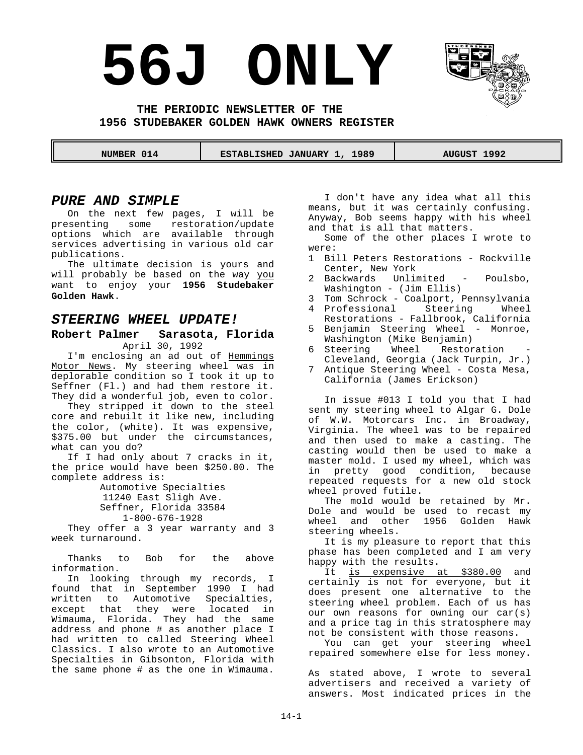# 56J ONLY

**THE PERIODIC NEWSLETTER OF THE**
**1956 STUDEBAKER GOLDEN HAWK OWNERS REGISTER**

| NUMBER 014 | ESTABLISHED JANUARY 1, 1989 | AUGUST 1992 |
|---|---|---|

## *PURE AND SIMPLE*

On the next few pages, I will be presenting some restoration/update options which are available through services advertising in various old car publications.

The ultimate decision is yours and will probably be based on the way you want to enjoy your **1956 Studebaker Golden Hawk**.

## *STEERING WHEEL UPDATE!*

**Robert Palmer Sarasota, Florida**
April 30, 1992

I'm enclosing an ad out of Hemmings Motor News. My steering wheel was in deplorable condition so I took it up to Seffner (Fl.) and had them restore it. They did a wonderful job, even to color.

They stripped it down to the steel core and rebuilt it like new, including the color, (white). It was expensive, $375.00 but under the circumstances, what can you do?

If I had only about 7 cracks in it, the price would have been $250.00. The complete address is:

Automotive Specialties
11240 East Sligh Ave.
Seffner, Florida 33584
1-800-676-1928

They offer a 3 year warranty and 3 week turnaround.

Thanks to Bob for the above information.

In looking through my records, I found that in September 1990 I had written to Automotive Specialties, except that they were located in Wimauma, Florida. They had the same address and phone # as another place I had written to called Steering Wheel Classics. I also wrote to an Automotive Specialties in Gibsonton, Florida with the same phone # as the one in Wimauma.

I don't have any idea what all this means, but it was certainly confusing. Anyway, Bob seems happy with his wheel and that is all that matters.

Some of the other places I wrote to were:

1. Bill Peters Restorations - Rockville Center, New York
2. Backwards Unlimited - Poulsbo, Washington - (Jim Ellis)
3. Tom Schrock - Coalport, Pennsylvania
4. Professional Steering Wheel Restorations - Fallbrook, California
5. Benjamin Steering Wheel - Monroe, Washington (Mike Benjamin)
6. Steering Wheel Restoration - Cleveland, Georgia (Jack Turpin, Jr.)
7. Antique Steering Wheel - Costa Mesa, California (James Erickson)

In issue #013 I told you that I had sent my steering wheel to Algar G. Dole of W.W. Motorcars Inc. in Broadway, Virginia. The wheel was to be repaired and then used to make a casting. The casting would then be used to make a master mold. I used my wheel, which was in pretty good condition, because repeated requests for a new old stock wheel proved futile.

The mold would be retained by Mr. Dole and would be used to recast my wheel and other 1956 Golden Hawk steering wheels.

It is my pleasure to report that this phase has been completed and I am very happy with the results.

It is expensive at $380.00 and certainly is not for everyone, but it does present one alternative to the steering wheel problem. Each of us has our own reasons for owning our car(s) and a price tag in this stratosphere may not be consistent with those reasons.

You can get your steering wheel repaired somewhere else for less money.

As stated above, I wrote to several advertisers and received a variety of answers. Most indicated prices in the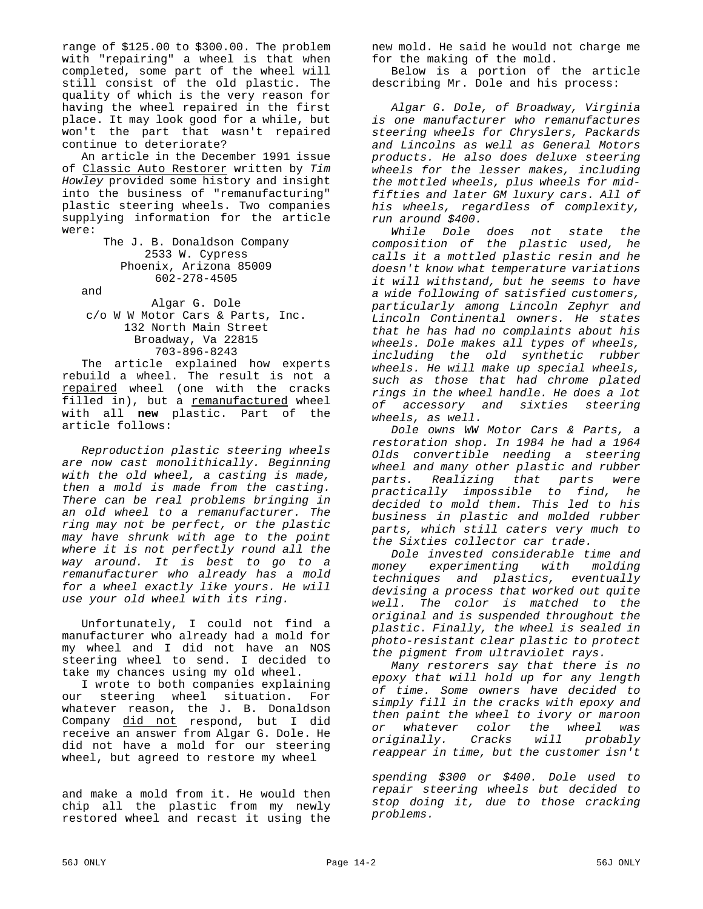range of $125.00 to $300.00. The problem with "repairing" a wheel is that when completed, some part of the wheel will still consist of the old plastic. The quality of which is the very reason for having the wheel repaired in the first place. It may look good for a while, but won't the part that wasn't repaired continue to deteriorate?

An article in the December 1991 issue of Classic Auto Restorer written by *Tim Howley* provided some history and insight into the business of "remanufacturing" plastic steering wheels. Two companies supplying information for the article were:

The J. B. Donaldson Company
2533 W. Cypress
Phoenix, Arizona 85009
602-278-4505

and

Algar G. Dole
c/o W W Motor Cars & Parts, Inc.
132 North Main Street
Broadway, Va 22815
703-896-8243

The article explained how experts rebuild a wheel. The result is not a repaired wheel (one with the cracks filled in), but a remanufactured wheel with all **new** plastic. Part of the article follows:

*Reproduction plastic steering wheels are now cast monolithically. Beginning with the old wheel, a casting is made, then a mold is made from the casting. There can be real problems bringing in an old wheel to a remanufacturer. The ring may not be perfect, or the plastic may have shrunk with age to the point where it is not perfectly round all the way around. It is best to go to a remanufacturer who already has a mold for a wheel exactly like yours. He will use your old wheel with its ring.*

Unfortunately, I could not find a manufacturer who already had a mold for my wheel and I did not have an NOS steering wheel to send. I decided to take my chances using my old wheel.

I wrote to both companies explaining our steering wheel situation. For whatever reason, the J. B. Donaldson Company did not respond, but I did receive an answer from Algar G. Dole. He did not have a mold for our steering wheel, but agreed to restore my wheel and make a mold from it. He would then chip all the plastic from my newly restored wheel and recast it using the new mold. He said he would not charge me for the making of the mold.

Below is a portion of the article describing Mr. Dole and his process:

*Algar G. Dole, of Broadway, Virginia is one manufacturer who remanufactures steering wheels for Chryslers, Packards and Lincolns as well as General Motors products. He also does deluxe steering wheels for the lesser makes, including the mottled wheels, plus wheels for mid-fifties and later GM luxury cars. All of his wheels, regardless of complexity, run around $400.*

*While Dole does not state the composition of the plastic used, he calls it a mottled plastic resin and he doesn't know what temperature variations it will withstand, but he seems to have a wide following of satisfied customers, particularly among Lincoln Zephyr and Lincoln Continental owners. He states that he has had no complaints about his wheels. Dole makes all types of wheels, including the old synthetic rubber wheels. He will make up special wheels, such as those that had chrome plated rings in the wheel handle. He does a lot of accessory and sixties steering wheels, as well.*

*Dole owns WW Motor Cars & Parts, a restoration shop. In 1984 he had a 1964 Olds convertible needing a steering wheel and many other plastic and rubber parts. Realizing that parts were practically impossible to find, he decided to mold them. This led to his business in plastic and molded rubber parts, which still caters very much to the Sixties collector car trade.*

*Dole invested considerable time and money experimenting with molding techniques and plastics, eventually devising a process that worked out quite well. The color is matched to the original and is suspended throughout the plastic. Finally, the wheel is sealed in photo-resistant clear plastic to protect the pigment from ultraviolet rays.*

*Many restorers say that there is no epoxy that will hold up for any length of time. Some owners have decided to simply fill in the cracks with epoxy and then paint the wheel to ivory or maroon or whatever color the wheel was originally. Cracks will probably reappear in time, but the customer isn't spending $300 or $400. Dole used to repair steering wheels but decided to stop doing it, due to those cracking problems.*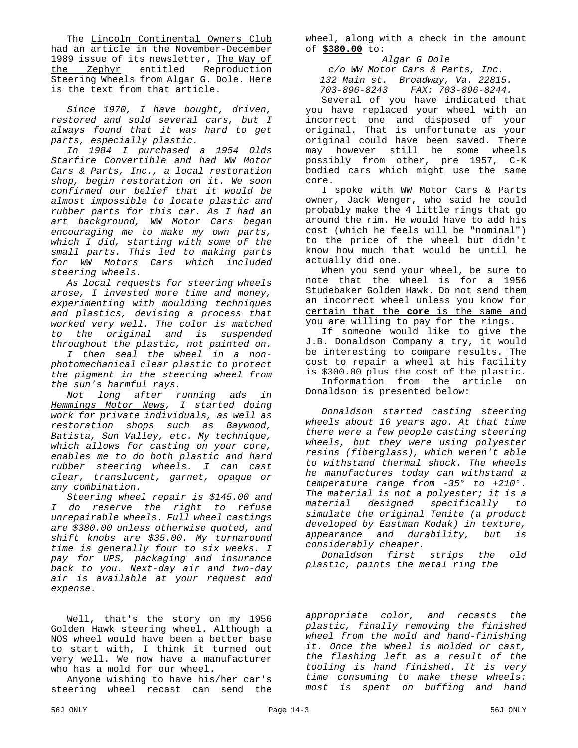The Lincoln Continental Owners Club had an article in the November-December 1989 issue of its newsletter, The Way of the Zephyr entitled Reproduction Steering Wheels from Algar G. Dole. Here is the text from that article.

*Since 1970, I have bought, driven, restored and sold several cars, but I always found that it was hard to get parts, especially plastic.*

*In 1984 I purchased a 1954 Olds Starfire Convertible and had WW Motor Cars & Parts, Inc., a local restoration shop, begin restoration on it. We soon confirmed our belief that it would be almost impossible to locate plastic and rubber parts for this car. As I had an art background, WW Motor Cars began encouraging me to make my own parts, which I did, starting with some of the small parts. This led to making parts for WW Motors Cars which included steering wheels.*

*As local requests for steering wheels arose, I invested more time and money, experimenting with moulding techniques and plastics, devising a process that worked very well. The color is matched to the original and is suspended throughout the plastic, not painted on.*

*I then seal the wheel in a non-photomechanical clear plastic to protect the pigment in the steering wheel from the sun's harmful rays.*

*Not long after running ads in Hemmings Motor News, I started doing work for private individuals, as well as restoration shops such as Baywood, Batista, Sun Valley, etc. My technique, which allows for casting on your core, enables me to do both plastic and hard rubber steering wheels. I can cast clear, translucent, garnet, opaque or any combination.*

*Steering wheel repair is $145.00 and I do reserve the right to refuse unrepairable wheels. Full wheel castings are $380.00 unless otherwise quoted, and shift knobs are $35.00. My turnaround time is generally four to six weeks. I pay for UPS, packaging and insurance back to you. Next-day air and two-day air is available at your request and expense.*

Well, that's the story on my 1956 Golden Hawk steering wheel. Although a NOS wheel would have been a better base to start with, I think it turned out very well. We now have a manufacturer who has a mold for our wheel.

Anyone wishing to have his/her car's steering wheel recast can send the wheel, along with a check in the amount of **$380.00** to:

*Algar G Dole*
*c/o WW Motor Cars & Parts, Inc.*
*132 Main st. Broadway, Va. 22815.*
*703-896-8243 FAX: 703-896-8244.*

Several of you have indicated that you have replaced your wheel with an incorrect one and disposed of your original. That is unfortunate as your original could have been saved. There may however still be some wheels possibly from other, pre 1957, C-K bodied cars which might use the same core.

I spoke with WW Motor Cars & Parts owner, Jack Wenger, who said he could probably make the 4 little rings that go around the rim. He would have to add his cost (which he feels will be "nominal") to the price of the wheel but didn't know how much that would be until he actually did one.

When you send your wheel, be sure to note that the wheel is for a 1956 Studebaker Golden Hawk. Do not send them an incorrect wheel unless you know for certain that the **core** is the same and you are willing to pay for the rings.

If someone would like to give the J.B. Donaldson Company a try, it would be interesting to compare results. The cost to repair a wheel at his facility is $300.00 plus the cost of the plastic.

Information from the article on Donaldson is presented below:

*Donaldson started casting steering wheels about 16 years ago. At that time there were a few people casting steering wheels, but they were using polyester resins (fiberglass), which weren't able to withstand thermal shock. The wheels he manufactures today can withstand a temperature range from -35° to +210°. The material is not a polyester; it is a material designed specifically to simulate the original Tenite (a product developed by Eastman Kodak) in texture, appearance and durability, but is considerably cheaper.*

*Donaldson first strips the old plastic, paints the metal ring the appropriate color, and recasts the plastic, finally removing the finished wheel from the mold and hand-finishing it. Once the wheel is molded or cast, the flashing left as a result of the tooling is hand finished. It is very time consuming to make these wheels: most is spent on buffing and hand*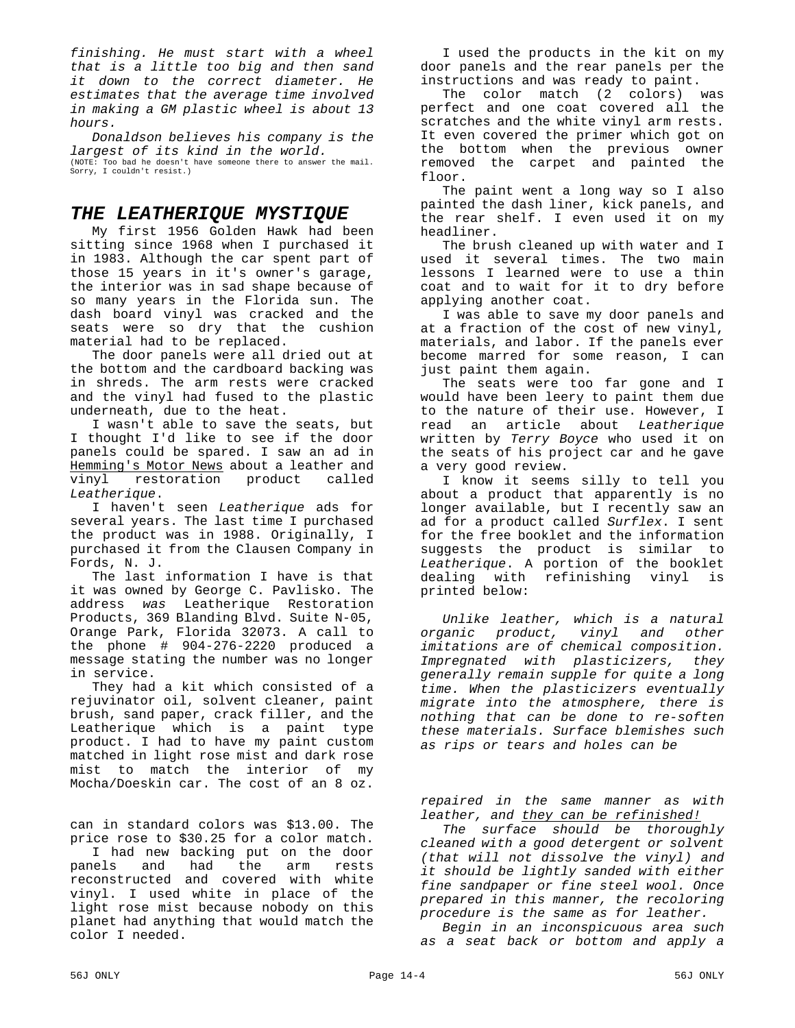*finishing. He must start with a wheel that is a little too big and then sand it down to the correct diameter. He estimates that the average time involved in making a GM plastic wheel is about 13 hours.*

*Donaldson believes his company is the largest of its kind in the world.*
(NOTE: Too bad he doesn't have someone there to answer the mail. Sorry, I couldn't resist.)

## *THE LEATHERIQUE MYSTIQUE*

My first 1956 Golden Hawk had been sitting since 1968 when I purchased it in 1983. Although the car spent part of those 15 years in it's owner's garage, the interior was in sad shape because of so many years in the Florida sun. The dash board vinyl was cracked and the seats were so dry that the cushion material had to be replaced.

The door panels were all dried out at the bottom and the cardboard backing was in shreds. The arm rests were cracked and the vinyl had fused to the plastic underneath, due to the heat.

I wasn't able to save the seats, but I thought I'd like to see if the door panels could be spared. I saw an ad in Hemming's Motor News about a leather and vinyl restoration product called *Leatherique*.

I haven't seen *Leatherique* ads for several years. The last time I purchased the product was in 1988. Originally, I purchased it from the Clausen Company in Fords, N. J.

The last information I have is that it was owned by George C. Pavlisko. The address *was* Leatherique Restoration Products, 369 Blanding Blvd. Suite N-05, Orange Park, Florida 32073. A call to the phone # 904-276-2220 produced a message stating the number was no longer in service.

They had a kit which consisted of a rejuvinator oil, solvent cleaner, paint brush, sand paper, crack filler, and the Leatherique which is a paint type product. I had to have my paint custom matched in light rose mist and dark rose mist to match the interior of my Mocha/Doeskin car. The cost of an 8 oz. can in standard colors was $13.00. The price rose to $30.25 for a color match.

I had new backing put on the door panels and had the arm rests reconstructed and covered with white vinyl. I used white in place of the light rose mist because nobody on this planet had anything that would match the color I needed.

I used the products in the kit on my door panels and the rear panels per the instructions and was ready to paint.

The color match (2 colors) was perfect and one coat covered all the scratches and the white vinyl arm rests. It even covered the primer which got on the bottom when the previous owner removed the carpet and painted the floor.

The paint went a long way so I also painted the dash liner, kick panels, and the rear shelf. I even used it on my headliner.

The brush cleaned up with water and I used it several times. The two main lessons I learned were to use a thin coat and to wait for it to dry before applying another coat.

I was able to save my door panels and at a fraction of the cost of new vinyl, materials, and labor. If the panels ever become marred for some reason, I can just paint them again.

The seats were too far gone and I would have been leery to paint them due to the nature of their use. However, I read an article about *Leatherique* written by *Terry Boyce* who used it on the seats of his project car and he gave a very good review.

I know it seems silly to tell you about a product that apparently is no longer available, but I recently saw an ad for a product called *Surflex*. I sent for the free booklet and the information suggests the product is similar to *Leatherique*. A portion of the booklet dealing with refinishing vinyl is printed below:

*Unlike leather, which is a natural organic product, vinyl and other imitations are of chemical composition. Impregnated with plasticizers, they generally remain supple for quite a long time. When the plasticizers eventually migrate into the atmosphere, there is nothing that can be done to re-soften these materials. Surface blemishes such as rips or tears and holes can be repaired in the same manner as with leather, and they can be refinished!*

*The surface should be thoroughly cleaned with a good detergent or solvent (that will not dissolve the vinyl) and it should be lightly sanded with either fine sandpaper or fine steel wool. Once prepared in this manner, the recoloring procedure is the same as for leather.*

*Begin in an inconspicuous area such as a seat back or bottom and apply a*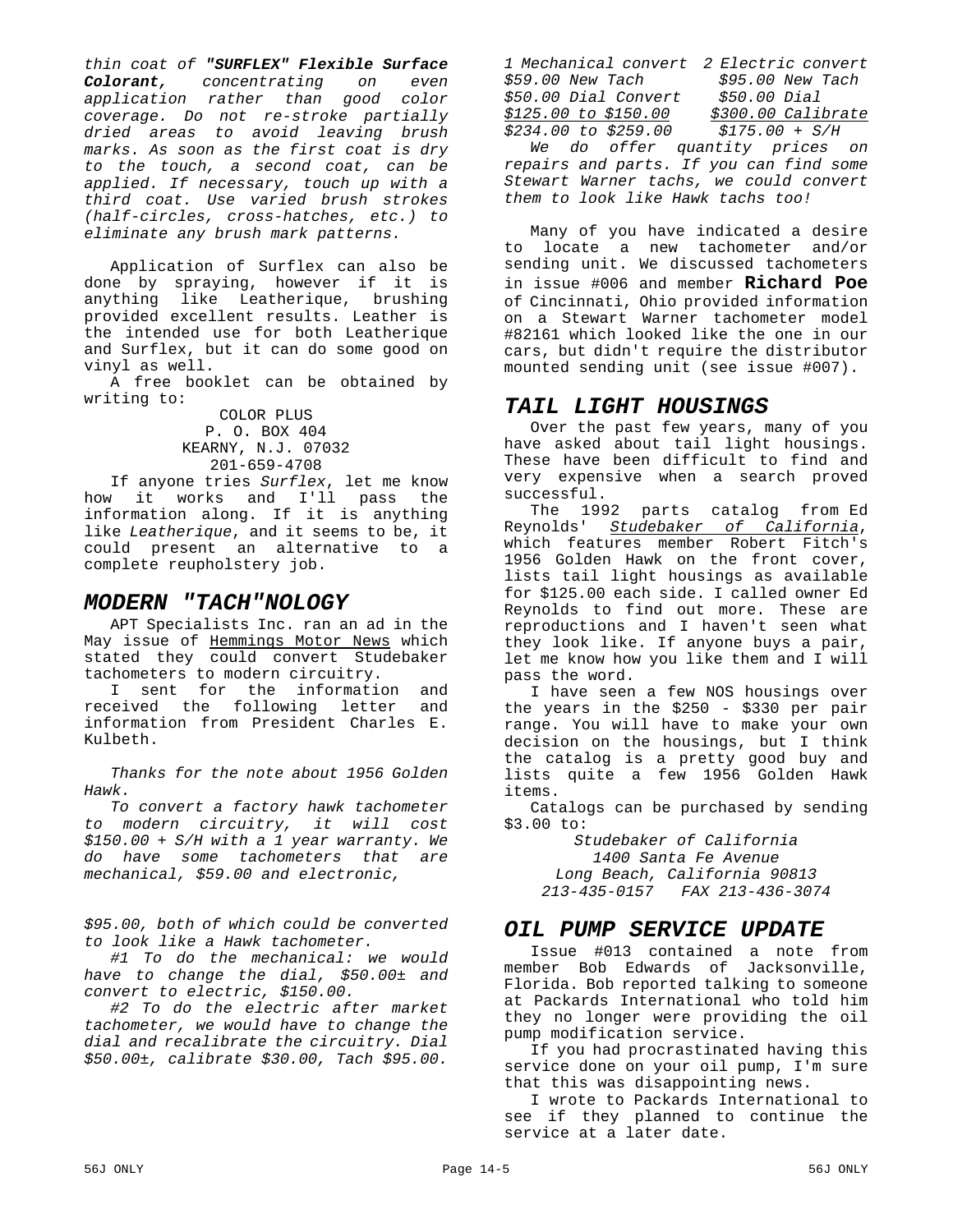*thin coat of **"SURFLEX" Flexible Surface Colorant,** concentrating on even application rather than good color coverage. Do not re-stroke partially dried areas to avoid leaving brush marks. As soon as the first coat is dry to the touch, a second coat, can be applied. If necessary, touch up with a third coat. Use varied brush strokes (half-circles, cross-hatches, etc.) to eliminate any brush mark patterns.*

Application of Surflex can also be done by spraying, however if it is anything like Leatherique, brushing provided excellent results. Leather is the intended use for both Leatherique and Surflex, but it can do some good on vinyl as well.

A free booklet can be obtained by writing to:

COLOR PLUS
P. O. BOX 404
KEARNY, N.J. 07032
201-659-4708

If anyone tries *Surflex*, let me know how it works and I'll pass the information along. If it is anything like *Leatherique*, and it seems to be, it could present an alternative to a complete reupholstery job.

## MODERN "TACH"NOLOGY

APT Specialists Inc. ran an ad in the May issue of Hemmings Motor News which stated they could convert Studebaker tachometers to modern circuitry.

I sent for the information and received the following letter and information from President Charles E. Kulbeth.

*Thanks for the note about 1956 Golden Hawk.*

*To convert a factory hawk tachometer to modern circuitry, it will cost $150.00 + S/H with a 1 year warranty. We do have some tachometers that are mechanical, $59.00 and electronic, $95.00, both of which could be converted to look like a Hawk tachometer.*

*#1 To do the mechanical: we would have to change the dial, $50.00± and convert to electric, $150.00.*

*#2 To do the electric after market tachometer, we would have to change the dial and recalibrate the circuitry. Dial $50.00±, calibrate $30.00, Tach $95.00.*

| *1 Mechanical convert* | *2 Electric convert* |
|---|---|
| *$59.00 New Tach* | *$95.00 New Tach* |
| *$50.00 Dial Convert* | *$50.00 Dial* |
| *$125.00 to $150.00* | *$300.00 Calibrate* |
| *$234.00 to $259.00* | *$175.00 + S/H* |

*We do offer quantity prices on repairs and parts. If you can find some Stewart Warner tachs, we could convert them to look like Hawk tachs too!*

Many of you have indicated a desire to locate a new tachometer and/or sending unit. We discussed tachometers in issue #006 and member **Richard Poe** of Cincinnati, Ohio provided information on a Stewart Warner tachometer model #82161 which looked like the one in our cars, but didn't require the distributor mounted sending unit (see issue #007).

## TAIL LIGHT HOUSINGS

Over the past few years, many of you have asked about tail light housings. These have been difficult to find and very expensive when a search proved successful.

The 1992 parts catalog from Ed Reynolds' *Studebaker of California*, which features member Robert Fitch's 1956 Golden Hawk on the front cover, lists tail light housings as available for $125.00 each side. I called owner Ed Reynolds to find out more. These are reproductions and I haven't seen what they look like. If anyone buys a pair, let me know how you like them and I will pass the word.

I have seen a few NOS housings over the years in the $250 - $330 per pair range. You will have to make your own decision on the housings, but I think the catalog is a pretty good buy and lists quite a few 1956 Golden Hawk items.

Catalogs can be purchased by sending $3.00 to:

*Studebaker of California*
*1400 Santa Fe Avenue*
*Long Beach, California 90813*
*213-435-0157 FAX 213-436-3074*

## OIL PUMP SERVICE UPDATE

Issue #013 contained a note from member Bob Edwards of Jacksonville, Florida. Bob reported talking to someone at Packards International who told him they no longer were providing the oil pump modification service.

If you had procrastinated having this service done on your oil pump, I'm sure that this was disappointing news.

I wrote to Packards International to see if they planned to continue the service at a later date.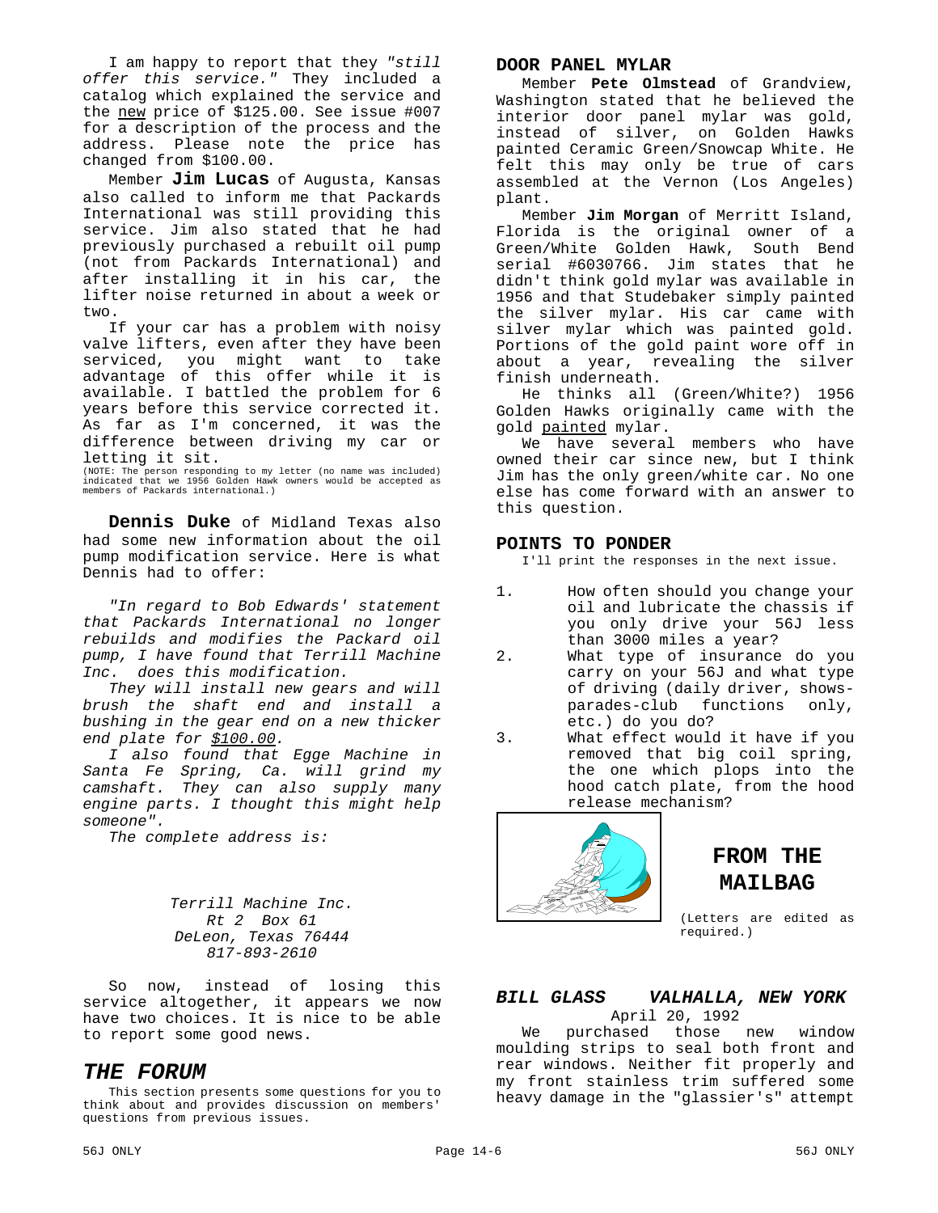I am happy to report that they *"still offer this service."* They included a catalog which explained the service and the new price of $125.00. See issue #007 for a description of the process and the address. Please note the price has changed from $100.00.

Member **Jim Lucas** of Augusta, Kansas also called to inform me that Packards International was still providing this service. Jim also stated that he had previously purchased a rebuilt oil pump (not from Packards International) and after installing it in his car, the lifter noise returned in about a week or two.

If your car has a problem with noisy valve lifters, even after they have been serviced, you might want to take advantage of this offer while it is available. I battled the problem for 6 years before this service corrected it. As far as I'm concerned, it was the difference between driving my car or letting it sit.

(NOTE: The person responding to my letter (no name was included) indicated that we 1956 Golden Hawk owners would be accepted as members of Packards international.)

**Dennis Duke** of Midland Texas also had some new information about the oil pump modification service. Here is what Dennis had to offer:

*"In regard to Bob Edwards' statement that Packards International no longer rebuilds and modifies the Packard oil pump, I have found that Terrill Machine Inc. does this modification.*

*They will install new gears and will brush the shaft end and install a bushing in the gear end on a new thicker end plate for $100.00.*

*I also found that Egge Machine in Santa Fe Spring, Ca. will grind my camshaft. They can also supply many engine parts. I thought this might help someone".*

*The complete address is:*

*Terrill Machine Inc.*
*Rt 2 Box 61*
*DeLeon, Texas 76444*
*817-893-2610*

So now, instead of losing this service altogether, it appears we now have two choices. It is nice to be able to report some good news.

## *THE FORUM*

This section presents some questions for you to think about and provides discussion on members' questions from previous issues.

### DOOR PANEL MYLAR

Member **Pete Olmstead** of Grandview, Washington stated that he believed the interior door panel mylar was gold, instead of silver, on Golden Hawks painted Ceramic Green/Snowcap White. He felt this may only be true of cars assembled at the Vernon (Los Angeles) plant.

Member **Jim Morgan** of Merritt Island, Florida is the original owner of a Green/White Golden Hawk, South Bend serial #6030766. Jim states that he didn't think gold mylar was available in 1956 and that Studebaker simply painted the silver mylar. His car came with silver mylar which was painted gold. Portions of the gold paint wore off in about a year, revealing the silver finish underneath.

He thinks all (Green/White?) 1956 Golden Hawks originally came with the gold painted mylar.

We have several members who have owned their car since new, but I think Jim has the only green/white car. No one else has come forward with an answer to this question.

### POINTS TO PONDER

I'll print the responses in the next issue.

1. How often should you change your oil and lubricate the chassis if you only drive your 56J less than 3000 miles a year?
2. What type of insurance do you carry on your 56J and what type of driving (daily driver, shows-parades-club functions only, etc.) do you do?
3. What effect would it have if you removed that big coil spring, the one which plops into the hood catch plate, from the hood release mechanism?

## FROM THE MAILBAG

(Letters are edited as required.)

### *BILL GLASS VALHALLA, NEW YORK*

April 20, 1992

We purchased those new window moulding strips to seal both front and rear windows. Neither fit properly and my front stainless trim suffered some heavy damage in the "glassier's" attempt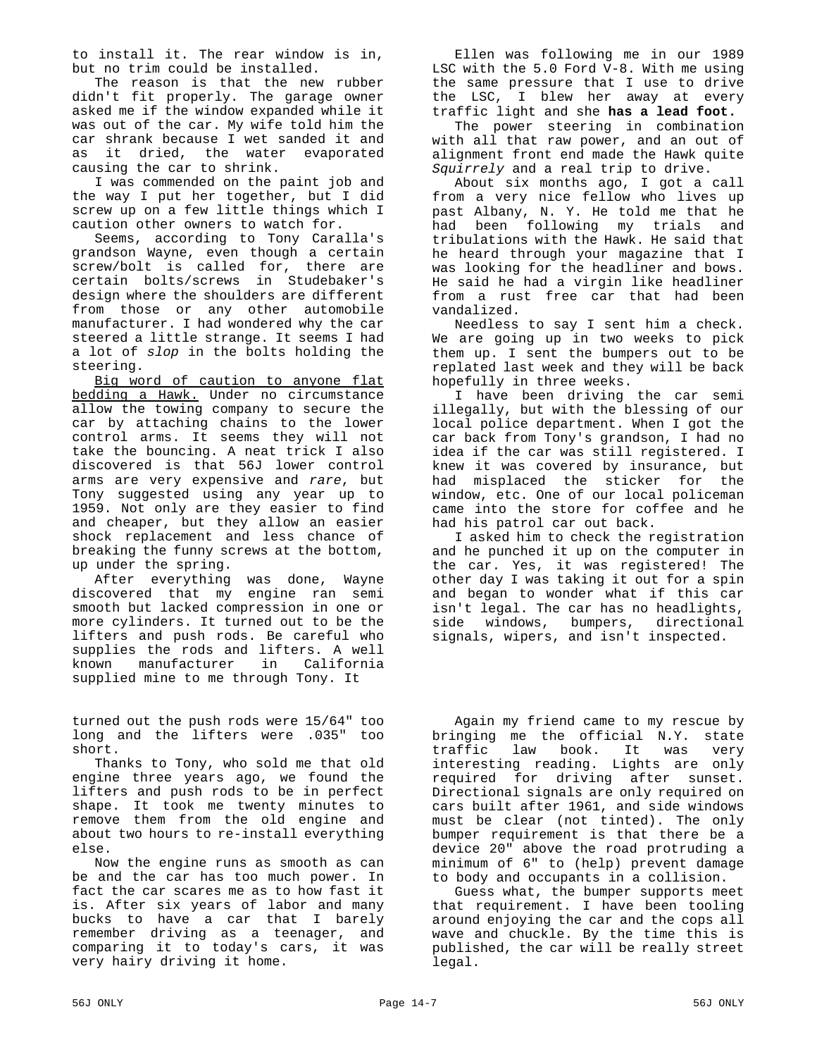to install it. The rear window is in, but no trim could be installed.

The reason is that the new rubber didn't fit properly. The garage owner asked me if the window expanded while it was out of the car. My wife told him the car shrank because I wet sanded it and as it dried, the water evaporated causing the car to shrink.

I was commended on the paint job and the way I put her together, but I did screw up on a few little things which I caution other owners to watch for.

Seems, according to Tony Caralla's grandson Wayne, even though a certain screw/bolt is called for, there are certain bolts/screws in Studebaker's design where the shoulders are different from those or any other automobile manufacturer. I had wondered why the car steered a little strange. It seems I had a lot of *slop* in the bolts holding the steering.

<u>Big word of caution to anyone flat bedding a Hawk.</u> Under no circumstance allow the towing company to secure the car by attaching chains to the lower control arms. It seems they will not take the bouncing. A neat trick I also discovered is that 56J lower control arms are very expensive and *rare*, but Tony suggested using any year up to 1959. Not only are they easier to find and cheaper, but they allow an easier shock replacement and less chance of breaking the funny screws at the bottom, up under the spring.

After everything was done, Wayne discovered that my engine ran semi smooth but lacked compression in one or more cylinders. It turned out to be the lifters and push rods. Be careful who supplies the rods and lifters. A well known manufacturer in California supplied mine to me through Tony. It

Ellen was following me in our 1989 LSC with the 5.0 Ford V-8. With me using the same pressure that I use to drive the LSC, I blew her away at every traffic light and she **has a lead foot.**

The power steering in combination with all that raw power, and an out of alignment front end made the Hawk quite *Squirrely* and a real trip to drive.

About six months ago, I got a call from a very nice fellow who lives up past Albany, N. Y. He told me that he had been following my trials and tribulations with the Hawk. He said that he heard through your magazine that I was looking for the headliner and bows. He said he had a virgin like headliner from a rust free car that had been vandalized.

Needless to say I sent him a check. We are going up in two weeks to pick them up. I sent the bumpers out to be replated last week and they will be back hopefully in three weeks.

I have been driving the car semi illegally, but with the blessing of our local police department. When I got the car back from Tony's grandson, I had no idea if the car was still registered. I knew it was covered by insurance, but had misplaced the sticker for the window, etc. One of our local policeman came into the store for coffee and he had his patrol car out back.

I asked him to check the registration and he punched it up on the computer in the car. Yes, it was registered! The other day I was taking it out for a spin and began to wonder what if this car isn't legal. The car has no headlights, side windows, bumpers, directional signals, wipers, and isn't inspected.

turned out the push rods were 15/64" too long and the lifters were .035" too short.

Thanks to Tony, who sold me that old engine three years ago, we found the lifters and push rods to be in perfect shape. It took me twenty minutes to remove them from the old engine and about two hours to re-install everything else.

Now the engine runs as smooth as can be and the car has too much power. In fact the car scares me as to how fast it is. After six years of labor and many bucks to have a car that I barely remember driving as a teenager, and comparing it to today's cars, it was very hairy driving it home.

Again my friend came to my rescue by bringing me the official N.Y. state traffic law book. It was very interesting reading. Lights are only required for driving after sunset. Directional signals are only required on cars built after 1961, and side windows must be clear (not tinted). The only bumper requirement is that there be a device 20" above the road protruding a minimum of 6" to (help) prevent damage to body and occupants in a collision.

Guess what, the bumper supports meet that requirement. I have been tooling around enjoying the car and the cops all wave and chuckle. By the time this is published, the car will be really street legal.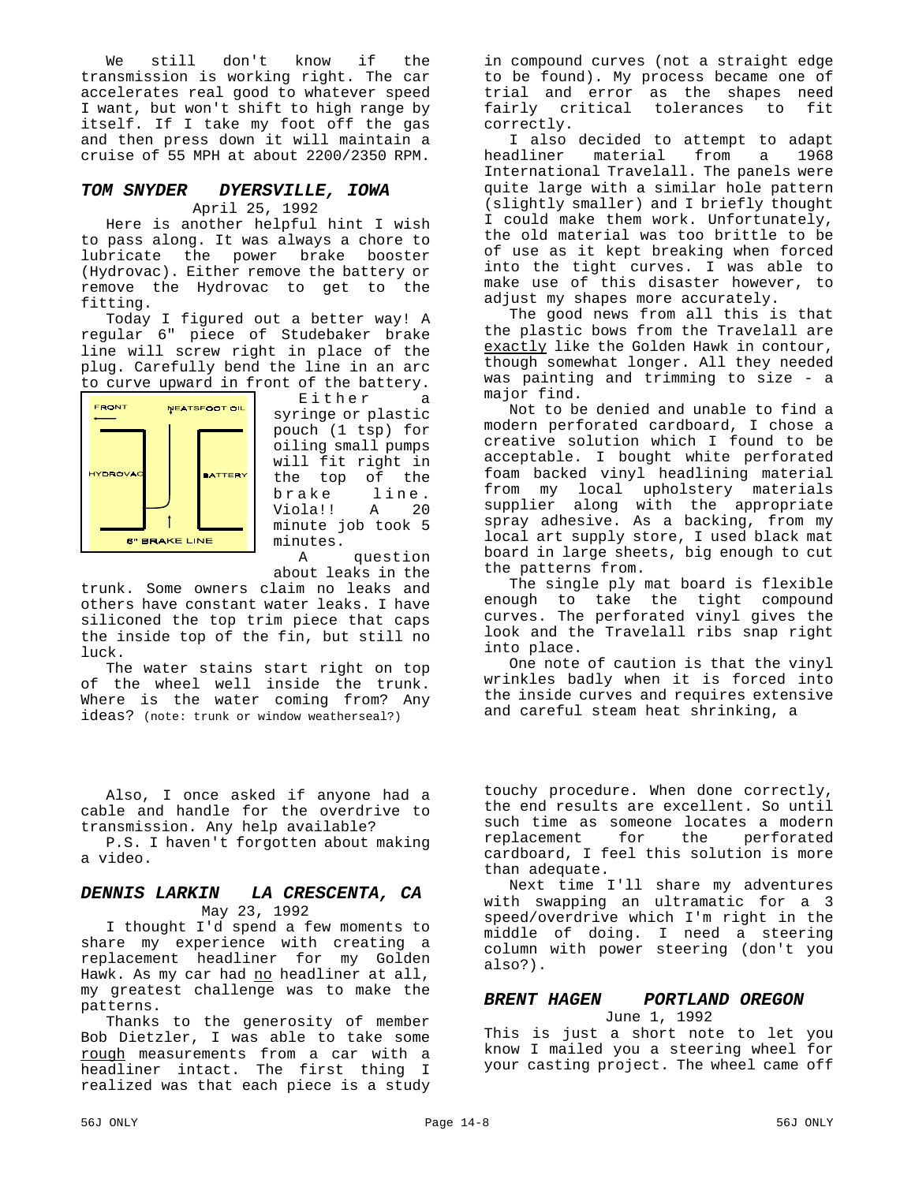We still don't know if the transmission is working right. The car accelerates real good to whatever speed I want, but won't shift to high range by itself. If I take my foot off the gas and then press down it will maintain a cruise of 55 MPH at about 2200/2350 RPM.

### *TOM SNYDER DYERSVILLE, IOWA*

April 25, 1992

Here is another helpful hint I wish to pass along. It was always a chore to lubricate the power brake booster (Hydrovac). Either remove the battery or remove the Hydrovac to get to the fitting.

Today I figured out a better way! A regular 6" piece of Studebaker brake line will screw right in place of the plug. Carefully bend the line in an arc to curve upward in front of the battery.

FRONT ← NEATSFOOT OIL
HYDROVAC BATTERY
6" BRAKE LINE

Either a syringe or plastic pouch (1 tsp) for oiling small pumps will fit right in the top of the brake line. Viola!! A 20 minute job took 5 minutes.

A question about leaks in the trunk. Some owners claim no leaks and others have constant water leaks. I have siliconed the top trim piece that caps the inside top of the fin, but still no luck.

The water stains start right on top of the wheel well inside the trunk. Where is the water coming from? Any ideas? (note: trunk or window weatherseal?)

Also, I once asked if anyone had a cable and handle for the overdrive to transmission. Any help available?

P.S. I haven't forgotten about making a video.

### *DENNIS LARKIN LA CRESCENTA, CA*

May 23, 1992

I thought I'd spend a few moments to share my experience with creating a replacement headliner for my Golden Hawk. As my car had no headliner at all, my greatest challenge was to make the patterns.

Thanks to the generosity of member Bob Dietzler, I was able to take some rough measurements from a car with a headliner intact. The first thing I realized was that each piece is a study in compound curves (not a straight edge to be found). My process became one of trial and error as the shapes need fairly critical tolerances to fit correctly.

I also decided to attempt to adapt headliner material from a 1968 International Travelall. The panels were quite large with a similar hole pattern (slightly smaller) and I briefly thought I could make them work. Unfortunately, the old material was too brittle to be of use as it kept breaking when forced into the tight curves. I was able to make use of this disaster however, to adjust my shapes more accurately.

The good news from all this is that the plastic bows from the Travelall are exactly like the Golden Hawk in contour, though somewhat longer. All they needed was painting and trimming to size - a major find.

Not to be denied and unable to find a modern perforated cardboard, I chose a creative solution which I found to be acceptable. I bought white perforated foam backed vinyl headlining material from my local upholstery materials supplier along with the appropriate spray adhesive. As a backing, from my local art supply store, I used black mat board in large sheets, big enough to cut the patterns from.

The single ply mat board is flexible enough to take the tight compound curves. The perforated vinyl gives the look and the Travelall ribs snap right into place.

One note of caution is that the vinyl wrinkles badly when it is forced into the inside curves and requires extensive and careful steam heat shrinking, a touchy procedure. When done correctly, the end results are excellent. So until such time as someone locates a modern replacement for the perforated cardboard, I feel this solution is more than adequate.

Next time I'll share my adventures with swapping an ultramatic for a 3 speed/overdrive which I'm right in the middle of doing. I need a steering column with power steering (don't you also?).

### *BRENT HAGEN PORTLAND OREGON*

June 1, 1992

This is just a short note to let you know I mailed you a steering wheel for your casting project. The wheel came off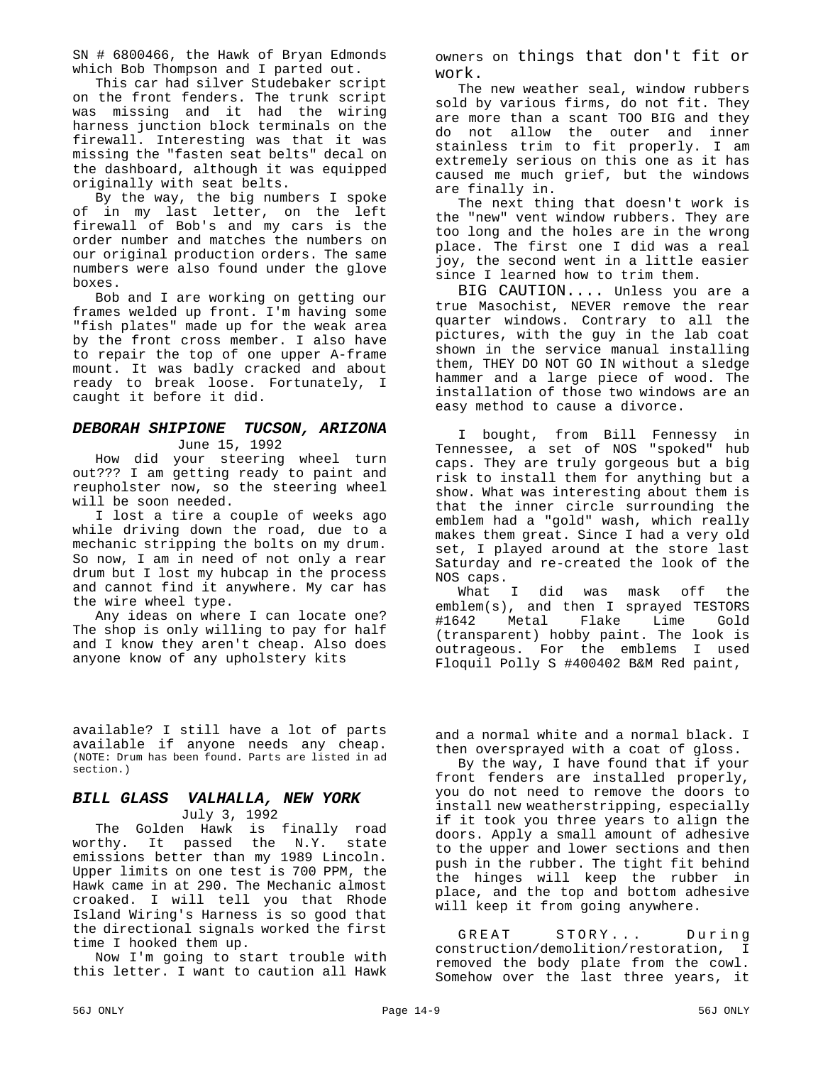SN # 6800466, the Hawk of Bryan Edmonds which Bob Thompson and I parted out.

This car had silver Studebaker script on the front fenders. The trunk script was missing and it had the wiring harness junction block terminals on the firewall. Interesting was that it was missing the "fasten seat belts" decal on the dashboard, although it was equipped originally with seat belts.

By the way, the big numbers I spoke of in my last letter, on the left firewall of Bob's and my cars is the order number and matches the numbers on our original production orders. The same numbers were also found under the glove boxes.

Bob and I are working on getting our frames welded up front. I'm having some "fish plates" made up for the weak area by the front cross member. I also have to repair the top of one upper A-frame mount. It was badly cracked and about ready to break loose. Fortunately, I caught it before it did.

### *DEBORAH SHIPIONE TUCSON, ARIZONA*

June 15, 1992

How did your steering wheel turn out??? I am getting ready to paint and reupholster now, so the steering wheel will be soon needed.

I lost a tire a couple of weeks ago while driving down the road, due to a mechanic stripping the bolts on my drum. So now, I am in need of not only a rear drum but I lost my hubcap in the process and cannot find it anywhere. My car has the wire wheel type.

Any ideas on where I can locate one? The shop is only willing to pay for half and I know they aren't cheap. Also does anyone know of any upholstery kits available? I still have a lot of parts available if anyone needs any cheap. (NOTE: Drum has been found. Parts are listed in ad section.)

### *BILL GLASS VALHALLA, NEW YORK*

July 3, 1992

The Golden Hawk is finally road worthy. It passed the N.Y. state emissions better than my 1989 Lincoln. Upper limits on one test is 700 PPM, the Hawk came in at 290. The Mechanic almost croaked. I will tell you that Rhode Island Wiring's Harness is so good that the directional signals worked the first time I hooked them up.

Now I'm going to start trouble with this letter. I want to caution all Hawk owners on things that don't fit or work.

The new weather seal, window rubbers sold by various firms, do not fit. They are more than a scant TOO BIG and they do not allow the outer and inner stainless trim to fit properly. I am extremely serious on this one as it has caused me much grief, but the windows are finally in.

The next thing that doesn't work is the "new" vent window rubbers. They are too long and the holes are in the wrong place. The first one I did was a real joy, the second went in a little easier since I learned how to trim them.

BIG CAUTION.... Unless you are a true Masochist, NEVER remove the rear quarter windows. Contrary to all the pictures, with the guy in the lab coat shown in the service manual installing them, THEY DO NOT GO IN without a sledge hammer and a large piece of wood. The installation of those two windows are an easy method to cause a divorce.

I bought, from Bill Fennessy in Tennessee, a set of NOS "spoked" hub caps. They are truly gorgeous but a big risk to install them for anything but a show. What was interesting about them is that the inner circle surrounding the emblem had a "gold" wash, which really makes them great. Since I had a very old set, I played around at the store last Saturday and re-created the look of the NOS caps.

What I did was mask off the emblem(s), and then I sprayed TESTORS #1642 Metal Flake Lime Gold (transparent) hobby paint. The look is outrageous. For the emblems I used Floquil Polly S #400402 B&M Red paint, and a normal white and a normal black. I then oversprayed with a coat of gloss.

By the way, I have found that if your front fenders are installed properly, you do not need to remove the doors to install new weatherstripping, especially if it took you three years to align the doors. Apply a small amount of adhesive to the upper and lower sections and then push in the rubber. The tight fit behind the hinges will keep the rubber in place, and the top and bottom adhesive will keep it from going anywhere.

GREAT STORY... During construction/demolition/restoration, I removed the body plate from the cowl. Somehow over the last three years, it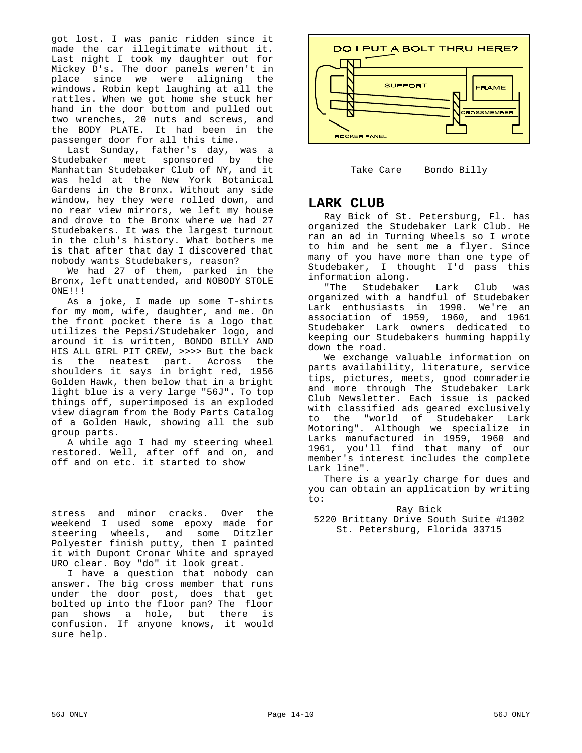got lost. I was panic ridden since it made the car illegitimate without it. Last night I took my daughter out for Mickey D's. The door panels weren't in place since we were aligning the windows. Robin kept laughing at all the rattles. When we got home she stuck her hand in the door bottom and pulled out two wrenches, 20 nuts and screws, and the BODY PLATE. It had been in the passenger door for all this time.

Last Sunday, father's day, was a Studebaker meet sponsored by the Manhattan Studebaker Club of NY, and it was held at the New York Botanical Gardens in the Bronx. Without any side window, hey they were rolled down, and no rear view mirrors, we left my house and drove to the Bronx where we had 27 Studebakers. It was the largest turnout in the club's history. What bothers me is that after that day I discovered that nobody wants Studebakers, reason?

We had 27 of them, parked in the Bronx, left unattended, and NOBODY STOLE ONE!!!

As a joke, I made up some T-shirts for my mom, wife, daughter, and me. On the front pocket there is a logo that utilizes the Pepsi/Studebaker logo, and around it is written, BONDO BILLY AND HIS ALL GIRL PIT CREW, >>>> But the back is the neatest part. Across the shoulders it says in bright red, 1956 Golden Hawk, then below that in a bright light blue is a very large "56J". To top things off, superimposed is an exploded view diagram from the Body Parts Catalog of a Golden Hawk, showing all the sub group parts.

A while ago I had my steering wheel restored. Well, after off and on, and off and on etc. it started to show stress and minor cracks. Over the weekend I used some epoxy made for steering wheels, and some Ditzler Polyester finish putty, then I painted it with Dupont Cronar White and sprayed URO clear. Boy "do" it look great.

I have a question that nobody can answer. The big cross member that runs under the door post, does that get bolted up into the floor pan? The floor pan shows a hole, but there is confusion. If anyone knows, it would sure help.

DO I PUT A BOLT THRU HERE?

SUPPORT — FRAME — CROSSMEMBER — ROCKER PANEL

Take Care    Bondo Billy

## LARK CLUB

Ray Bick of St. Petersburg, Fl. has organized the Studebaker Lark Club. He ran an ad in Turning Wheels so I wrote to him and he sent me a flyer. Since many of you have more than one type of Studebaker, I thought I'd pass this information along.

"The Studebaker Lark Club was organized with a handful of Studebaker Lark enthusiasts in 1990. We're an association of 1959, 1960, and 1961 Studebaker Lark owners dedicated to keeping our Studebakers humming happily down the road.

We exchange valuable information on parts availability, literature, service tips, pictures, meets, good comraderie and more through The Studebaker Lark Club Newsletter. Each issue is packed with classified ads geared exclusively to the "world of Studebaker Lark Motoring". Although we specialize in Larks manufactured in 1959, 1960 and 1961, you'll find that many of our member's interest includes the complete Lark line".

There is a yearly charge for dues and you can obtain an application by writing to:

Ray Bick
5220 Brittany Drive South Suite #1302
St. Petersburg, Florida 33715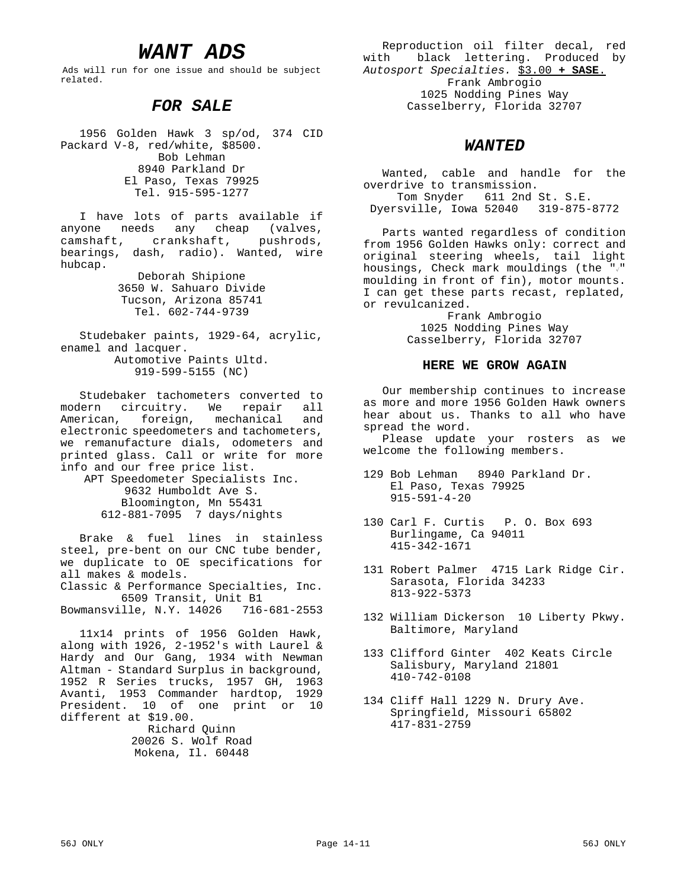# WANT ADS

Ads will run for one issue and should be subject related.

## FOR SALE

1956 Golden Hawk 3 sp/od, 374 CID Packard V-8, red/white, $8500.

Bob Lehman
8940 Parkland Dr
El Paso, Texas 79925
Tel. 915-595-1277

I have lots of parts available if anyone needs any cheap (valves, camshaft, crankshaft, pushrods, bearings, dash, radio). Wanted, wire hubcap.

Deborah Shipione
3650 W. Sahuaro Divide
Tucson, Arizona 85741
Tel. 602-744-9739

Studebaker paints, 1929-64, acrylic, enamel and lacquer.

Automotive Paints Ultd.
919-599-5155 (NC)

Studebaker tachometers converted to modern circuitry. We repair all American, foreign, mechanical and electronic speedometers and tachometers, we remanufacture dials, odometers and printed glass. Call or write for more info and our free price list.

APT Speedometer Specialists Inc.
9632 Humboldt Ave S.
Bloomington, Mn 55431
612-881-7095 7 days/nights

Brake & fuel lines in stainless steel, pre-bent on our CNC tube bender, we duplicate to OE specifications for all makes & models.

Classic & Performance Specialties, Inc.
6509 Transit, Unit B1
Bowmansville, N.Y. 14026 716-681-2553

11x14 prints of 1956 Golden Hawk, along with 1926, 2-1952's with Laurel & Hardy and Our Gang, 1934 with Newman Altman - Standard Surplus in background, 1952 R Series trucks, 1957 GH, 1963 Avanti, 1953 Commander hardtop, 1929 President. 10 of one print or 10 different at $19.00.

Richard Quinn
20026 S. Wolf Road
Mokena, Il. 60448

Reproduction oil filter decal, red with black lettering. Produced by *Autosport Specialties.* $3.00 **+ SASE.**

Frank Ambrogio
1025 Nodding Pines Way
Casselberry, Florida 32707

## WANTED

Wanted, cable and handle for the overdrive to transmission.

Tom Snyder 611 2nd St. S.E.
Dyersville, Iowa 52040 319-875-8772

Parts wanted regardless of condition from 1956 Golden Hawks only: correct and original steering wheels, tail light housings, Check mark mouldings (the "√" moulding in front of fin), motor mounts. I can get these parts recast, replated, or revulcanized.

Frank Ambrogio
1025 Nodding Pines Way
Casselberry, Florida 32707

### HERE WE GROW AGAIN

Our membership continues to increase as more and more 1956 Golden Hawk owners hear about us. Thanks to all who have spread the word.

Please update your rosters as we welcome the following members.

129 Bob Lehman 8940 Parkland Dr.
El Paso, Texas 79925
915-591-4-20

130 Carl F. Curtis P. O. Box 693
Burlingame, Ca 94011
415-342-1671

131 Robert Palmer 4715 Lark Ridge Cir.
Sarasota, Florida 34233
813-922-5373

132 William Dickerson 10 Liberty Pkwy.
Baltimore, Maryland

133 Clifford Ginter 402 Keats Circle
Salisbury, Maryland 21801
410-742-0108

134 Cliff Hall 1229 N. Drury Ave.
Springfield, Missouri 65802
417-831-2759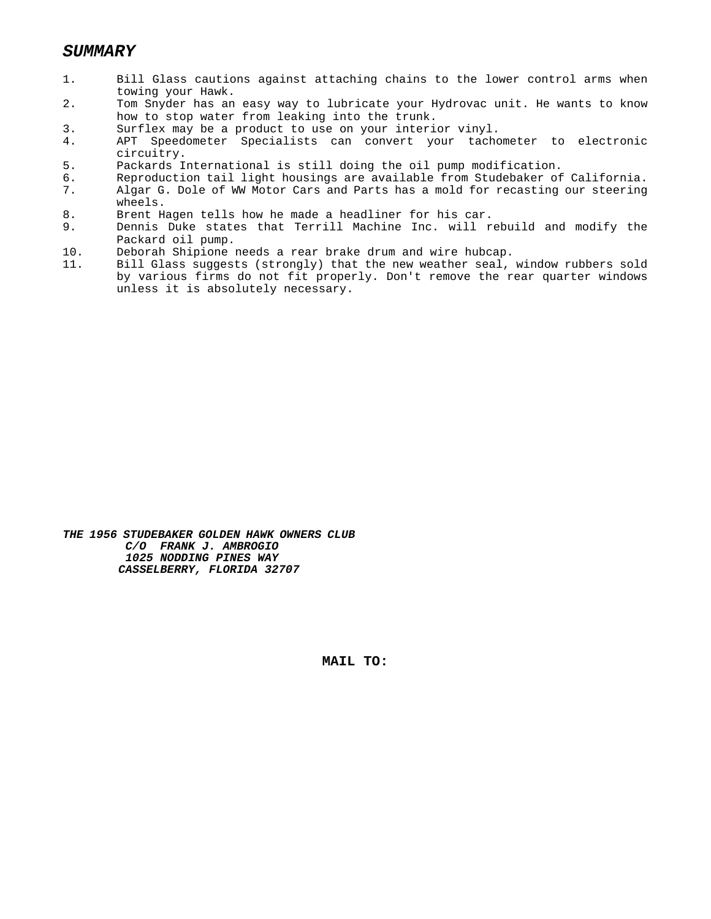## *SUMMARY*

1. Bill Glass cautions against attaching chains to the lower control arms when towing your Hawk.
2. Tom Snyder has an easy way to lubricate your Hydrovac unit. He wants to know how to stop water from leaking into the trunk.
3. Surflex may be a product to use on your interior vinyl.
4. APT Speedometer Specialists can convert your tachometer to electronic circuitry.
5. Packards International is still doing the oil pump modification.
6. Reproduction tail light housings are available from Studebaker of California.
7. Algar G. Dole of WW Motor Cars and Parts has a mold for recasting our steering wheels.
8. Brent Hagen tells how he made a headliner for his car.
9. Dennis Duke states that Terrill Machine Inc. will rebuild and modify the Packard oil pump.
10. Deborah Shipione needs a rear brake drum and wire hubcap.
11. Bill Glass suggests (strongly) that the new weather seal, window rubbers sold by various firms do not fit properly. Don't remove the rear quarter windows unless it is absolutely necessary.

***THE 1956 STUDEBAKER GOLDEN HAWK OWNERS CLUB***
***C/O FRANK J. AMBROGIO***
***1025 NODDING PINES WAY***
***CASSELBERRY, FLORIDA 32707***

**MAIL TO:**